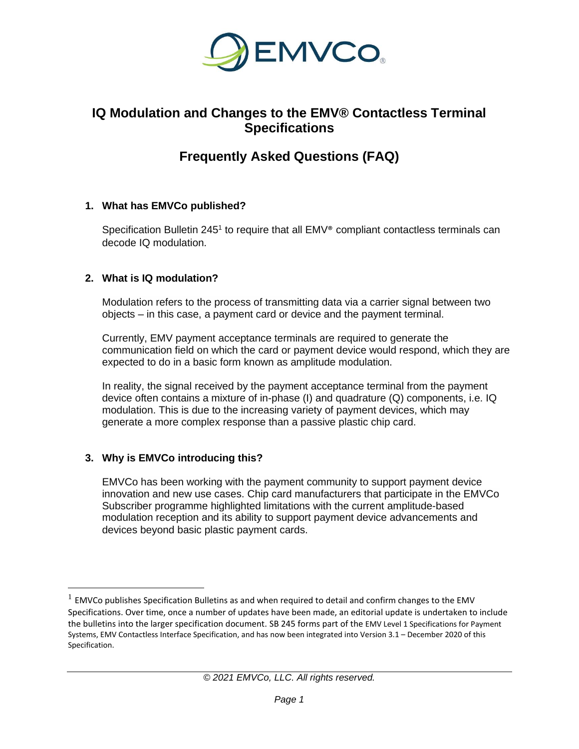# IQ Modulation and Changes to the EMV® Contactless Terminal Specifications

## Frequently Asked Questions (FAQ)

### 1. What has EMVCo published?

Specification Bulletin 245[1] to require that all EMV® compliant contactless terminals can decode IQ modulation.

### 2. What is IQ modulation?

Modulation refers to the process of transmitting data via a carrier signal between two objects – in this case, a payment card or device and the payment terminal.

Currently, EMV payment acceptance terminals are required to generate the communication field on which the card or payment device would respond, which they are expected to do in a basic form known as amplitude modulation.

In reality, the signal received by the payment acceptance terminal from the payment device often contains a mixture of in-phase (I) and quadrature (Q) components, i.e. IQ modulation. This is due to the increasing variety of payment devices, which may generate a more complex response than a passive plastic chip card.

### 3. Why is EMVCo introducing this?

EMVCo has been working with the payment community to support payment device innovation and new use cases. Chip card manufacturers that participate in the EMVCo Subscriber programme highlighted limitations with the current amplitude-based modulation reception and its ability to support payment device advancements and devices beyond basic plastic payment cards.

---

[1] EMVCo publishes Specification Bulletins as and when required to detail and confirm changes to the EMV Specifications. Over time, once a number of updates have been made, an editorial update is undertaken to include the bulletins into the larger specification document. SB 245 forms part of the EMV Level 1 Specifications for Payment Systems, EMV Contactless Interface Specification, and has now been integrated into Version 3.1 – December 2020 of this Specification.

*© 2021 EMVCo, LLC. All rights reserved.*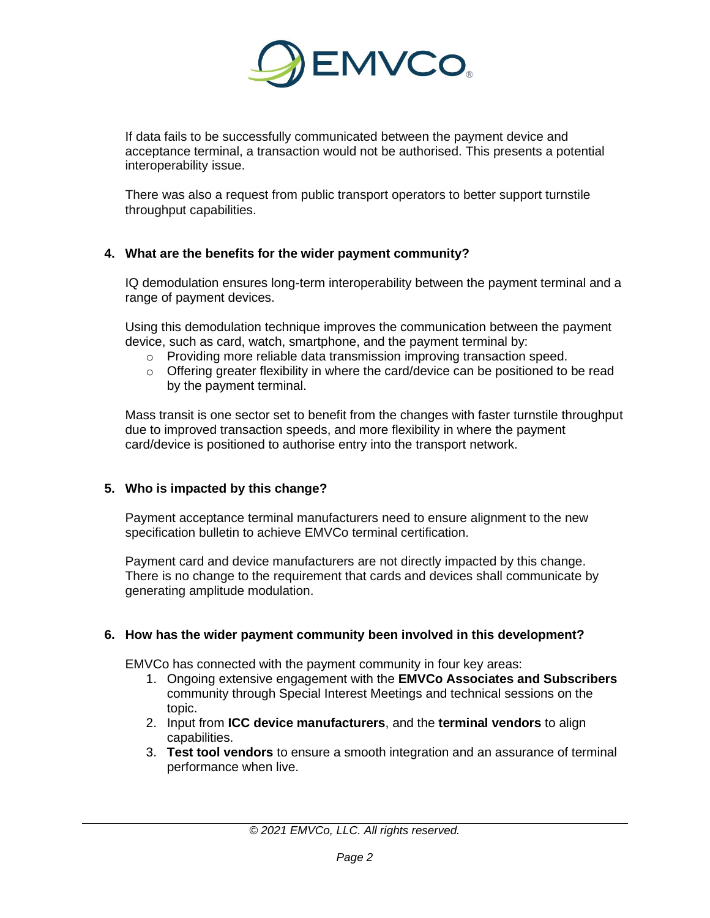If data fails to be successfully communicated between the payment device and acceptance terminal, a transaction would not be authorised. This presents a potential interoperability issue.

There was also a request from public transport operators to better support turnstile throughput capabilities.

## 4. What are the benefits for the wider payment community?

IQ demodulation ensures long-term interoperability between the payment terminal and a range of payment devices.

Using this demodulation technique improves the communication between the payment device, such as card, watch, smartphone, and the payment terminal by:

- Providing more reliable data transmission improving transaction speed.
- Offering greater flexibility in where the card/device can be positioned to be read by the payment terminal.

Mass transit is one sector set to benefit from the changes with faster turnstile throughput due to improved transaction speeds, and more flexibility in where the payment card/device is positioned to authorise entry into the transport network.

## 5. Who is impacted by this change?

Payment acceptance terminal manufacturers need to ensure alignment to the new specification bulletin to achieve EMVCo terminal certification.

Payment card and device manufacturers are not directly impacted by this change. There is no change to the requirement that cards and devices shall communicate by generating amplitude modulation.

## 6. How has the wider payment community been involved in this development?

EMVCo has connected with the payment community in four key areas:

1. Ongoing extensive engagement with the **EMVCo Associates and Subscribers** community through Special Interest Meetings and technical sessions on the topic.
2. Input from **ICC device manufacturers**, and the **terminal vendors** to align capabilities.
3. **Test tool vendors** to ensure a smooth integration and an assurance of terminal performance when live.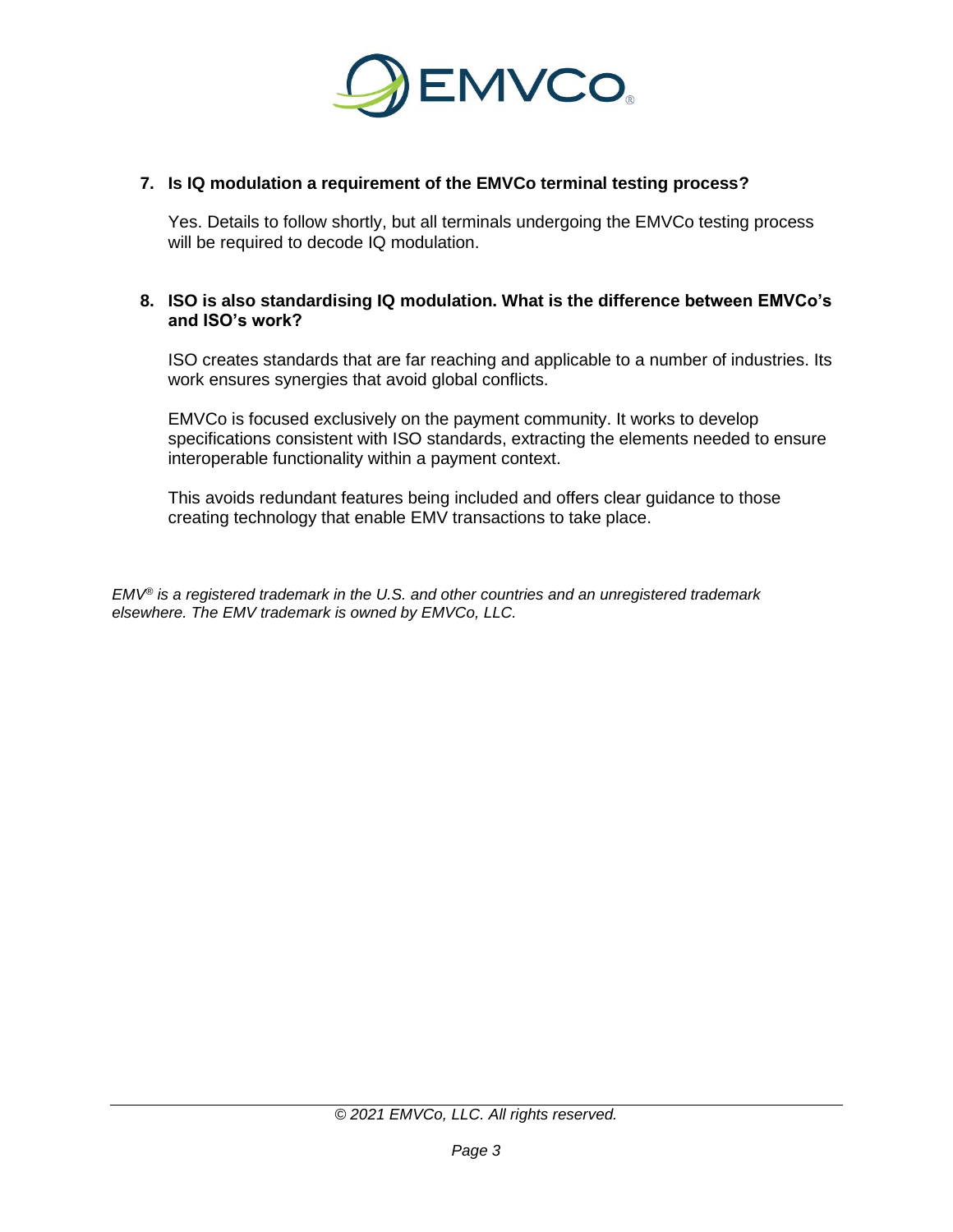**7. Is IQ modulation a requirement of the EMVCo terminal testing process?**

Yes. Details to follow shortly, but all terminals undergoing the EMVCo testing process will be required to decode IQ modulation.

**8. ISO is also standardising IQ modulation. What is the difference between EMVCo's and ISO's work?**

ISO creates standards that are far reaching and applicable to a number of industries. Its work ensures synergies that avoid global conflicts.

EMVCo is focused exclusively on the payment community. It works to develop specifications consistent with ISO standards, extracting the elements needed to ensure interoperable functionality within a payment context.

This avoids redundant features being included and offers clear guidance to those creating technology that enable EMV transactions to take place.

*EMV® is a registered trademark in the U.S. and other countries and an unregistered trademark elsewhere. The EMV trademark is owned by EMVCo, LLC.*

*© 2021 EMVCo, LLC. All rights reserved.*